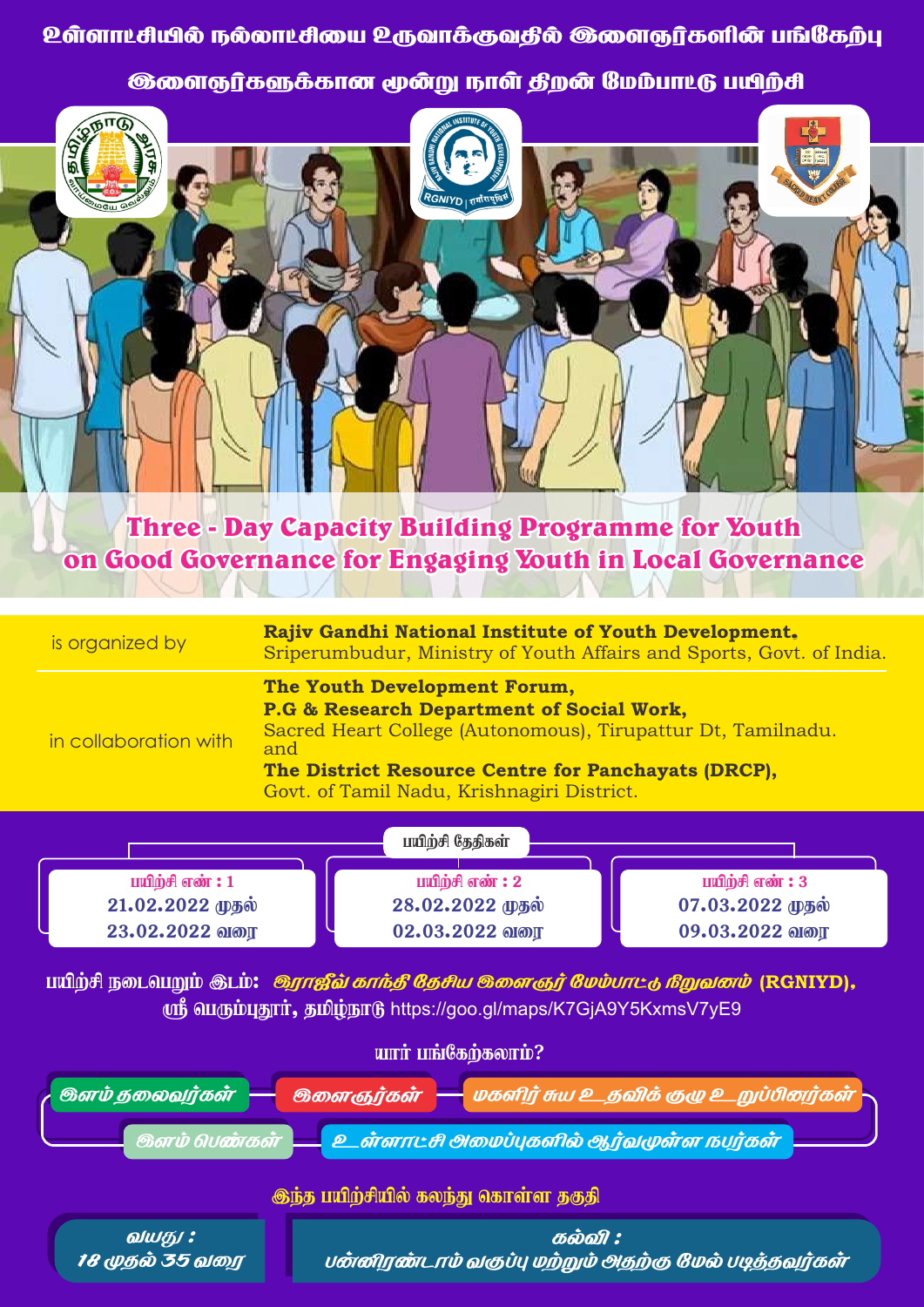# உள்ளாட்சியில் நல்லாட்சியை உருவாக்குவதில் இளைஞர்களின் பங்கேற்பு

## இளைஞர்களுக்கான மூன்று நாள் திறன் மேம்பாட்டு பயிற்சி

## Three - Day Capacity Building Programme for Youth on Good Governance for Engaging Youth in Local Governance

| | |
|---|---|
| is organized by | **Rajiv Gandhi National Institute of Youth Development,** Sriperumbudur, Ministry of Youth Affairs and Sports, Govt. of India. |
| in collaboration with | **The Youth Development Forum, P.G & Research Department of Social Work,** Sacred Heart College (Autonomous), Tirupattur Dt, Tamilnadu. and **The District Resource Centre for Panchayats (DRCP),** Govt. of Tamil Nadu, Krishnagiri District. |

### பயிற்சி தேதிகள்

| பயிற்சி எண் : 1 | பயிற்சி எண் : 2 | பயிற்சி எண் : 3 |
|---|---|---|
| **21.02.2022** முதல் **23.02.2022** வரை | **28.02.2022** முதல் **02.03.2022** வரை | **07.03.2022** முதல் **09.03.2022** வரை |

**பயிற்சி நடைபெறும் இடம்:** *இராஜீவ் காந்தி தேசிய இளைஞர் மேம்பாட்டு நிறுவனம்* **(RGNIYD),** ஸ்ரீ பெரும்புதூர், தமிழ்நாடு https://goo.gl/maps/K7GjA9Y5KxmsV7yE9

### யார் பங்கேற்கலாம்?

- *இளம் தலைவர்கள்*
- *இளைஞர்கள்*
- *மகளிர் சுய உதவிக் குழு உறுப்பினர்கள்*
- *இளம் பெண்கள்*
- *உள்ளாட்சி அமைப்புகளில் ஆர்வமுள்ள நபர்கள்*

### இந்த பயிற்சியில் கலந்து கொள்ள தகுதி

| வயது : | கல்வி : |
|---|---|
| *18 முதல் 35 வரை* | *பன்னிரண்டாம் வகுப்பு மற்றும் அதற்கு மேல் படித்தவர்கள்* |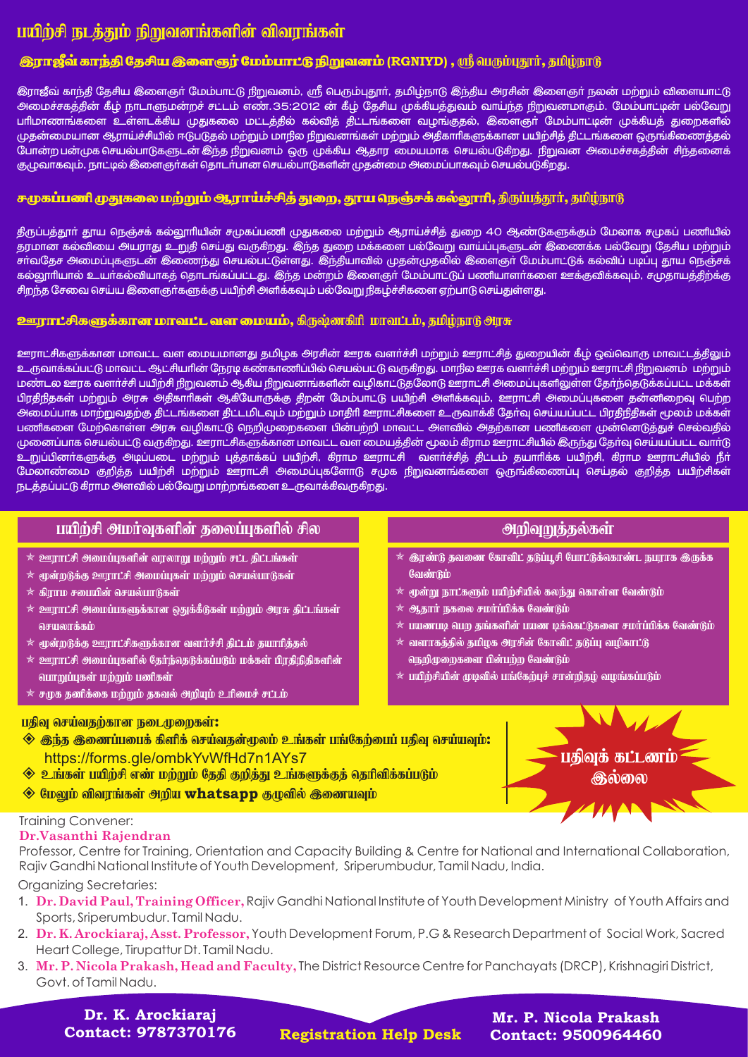# பயிற்சி நடத்தும் நிறுவனங்களின் விவரங்கள்

## இராஜீவ் காந்தி தேசிய இளைஞர் மேம்பாட்டு நிறுவனம் (RGNIYD) , ஸ்ரீ பெரும்புதூர், தமிழ்நாடு

இராஜீவ் காந்தி தேசிய இளைஞர் மேம்பாட்டு நிறுவனம், ஸ்ரீ பெரும்புதூர், தமிழ்நாடு இந்திய அரசின் இளைஞர் நலன் மற்றும் விளையாட்டு அமைச்சகத்தின் கீழ் நாடாளுமன்றச் சட்டம் எண்.35:2012 ன் கீழ் தேசிய முக்கியத்துவம் வாய்ந்த நிறுவனமாகும். மேம்பாட்டின் பல்வேறு பரிமாணங்களை உள்ளடக்கிய முதுகலை மட்டத்தில் கல்வித் திட்டங்களை வழங்குதல், இளைஞர் மேம்பாட்டின் முக்கியத் துறைகளில் முதன்மையான ஆராய்ச்சியில் ஈடுபடுதல் மற்றும் மாநில நிறுவனங்கள் மற்றும் அதிகாரிகளுக்கான பயிற்சித் திட்டங்களை ஒருங்கிணைத்தல் போன்ற பன்முக செயல்பாடுகளுடன் இந்த நிறுவனம் ஒரு முக்கிய ஆதார மையமாக செயல்படுகிறது. நிறுவன அமைச்சகத்தின் சிந்தனைக் குழுவாகவும், நாட்டில் இளைஞர்கள் தொடர்பான செயல்பாடுகளின் முதன்மை அமைப்பாகவும் செயல்படுகிறது.

## சமூகப்பணி முதுகலை மற்றும் ஆராய்ச்சித் துறை, தூய நெஞ்சக் கல்லூரி, திருப்பத்தூர், தமிழ்நாடு

திருப்பத்தூர் தூய நெஞ்சக் கல்லூரியின் சமூகப்பணி முதுகலை மற்றும் ஆராய்ச்சித் துறை 40 ஆண்டுகளுக்கும் மேலாக சமூகப் பணியில் தரமான கல்வியை அயராது உறுதி செய்து வருகிறது. இந்த துறை மக்களை பல்வேறு வாய்ப்புகளுடன் இணைக்க பல்வேறு தேசிய மற்றும் சர்வதேச அமைப்புகளுடன் இணைந்து செயல்பட்டுள்ளது. இந்தியாவில் முதன்முதலில் இளைஞர் மேம்பாட்டுக் கல்விப் படிப்பு தூய நெஞ்சக் கல்லூரியால் உயர்கல்வியாகத் தொடங்கப்பட்டது. இந்த மன்றம் இளைஞர் மேம்பாட்டுப் பணியாளர்களை ஊக்குவிக்கவும், சமுதாயத்திற்கு சிறந்த சேவை செய்ய இளைஞர்களுக்கு பயிற்சி அளிக்கவும் பல்வேறு நிகழ்ச்சிகளை ஏற்பாடு செய்துள்ளது.

## ஊராட்சிகளுக்கான மாவட்ட வள மையம், கிருஷ்ணகிரி மாவட்டம், தமிழ்நாடு அரசு

ஊராட்சிகளுக்கான மாவட்ட வள மையமானது தமிழக அரசின் ஊரக வளர்ச்சி மற்றும் ஊராட்சித் துறையின் கீழ் ஒவ்வொரு மாவட்டத்திலும் உருவாக்கப்பட்டு மாவட்ட ஆட்சியரின் நேரடி கண்காணிப்பில் செயல்பட்டு வருகிறது. மாநில ஊரக வளர்ச்சி மற்றும் ஊராட்சி நிறுவனம் மற்றும் மண்டல ஊரக வளர்ச்சி பயிற்சி நிறுவனம் ஆகிய நிறுவனங்களின் வழிகாட்டுதலோடு ஊராட்சி அமைப்புகளிலுள்ள தேர்ந்தெடுக்கப்பட்ட மக்கள் பிரதிநிதகள் மற்றும் அரசு அதிகாரிகள் ஆகியோருக்கு திறன் மேம்பாட்டு பயிற்சி அளிக்கவும், ஊராட்சி அமைப்புகளை தன்னிறைவு பெற்ற அமைப்பாக மாற்றுவதற்கு திட்டங்களை திட்டமிடவும் மற்றும் மாதிரி ஊராட்சிகளை உருவாக்கி தேர்வு செய்யப்பட்ட பிரதிநிதிகள் மூலம் மக்கள் பணிகளை மேற்கொள்ள அரசு வழிகாட்டு நெறிமுறைகளை பின்பற்றி மாவட்ட அளவில் அதற்கான பணிகளை முன்னெடுத்துச் செல்வதில் முனைப்பாக செயல்பட்டு வருகிறது. ஊராட்சிகளுக்கான மாவட்ட வள மையத்தின் மூலம் கிராம ஊராட்சியில் இருந்து தேர்வு செய்யப்பட்ட வார்டு உறுப்பினர்களுக்கு அடிப்படை மற்றும் புத்தாக்கப் பயிற்சி, கிராம ஊராட்சி வளர்ச்சித் திட்டம் தயாரிக்க பயிற்சி, கிராம ஊராட்சியில் நீர் மேலாண்மை குறித்த பயிற்சி மற்றும் ஊராட்சி அமைப்புகளோடு சமூக நிறுவனங்களை ஒருங்கிணைப்பு செய்தல் குறித்த பயிற்சிகள் நடத்தப்பட்டு கிராம அளவில் பல்வேறு மாற்றங்களை உருவாக்கிவருகிறது.

## பயிற்சி அமர்வுகளின் தலைப்புகளில் சில

- ☆ ஊராட்சி அமைப்புகளின் வரலாறு மற்றும் சட்ட திட்டங்கள்
- ☆ மூன்றடுக்கு ஊராட்சி அமைப்புகள் மற்றும் செயல்பாடுகள்
- ☆ கிராம சபையின் செயல்பாடுகள்
- ☆ ஊராட்சி அமைப்புகளுக்கான ஒதுக்கீடுகள் மற்றும் அரசு திட்டங்கள் செயலாக்கம்
- ☆ மூன்றடுக்கு ஊராட்சிகளுக்கான வளர்ச்சி திட்டம் தயாரித்தல்
- ☆ ஊராட்சி அமைப்புகளில் தேர்ந்தெடுக்கப்படும் மக்கள் பிரதிநிதிகளின் பொறுப்புகள் மற்றும் பணிகள்
- ☆ சமூக தணிக்கை மற்றும் தகவல் அறியும் உரிமைச் சட்டம்

## அறிவுறுத்தல்கள்

- ☆ இரண்டு தவணை கோவிட் தடுப்பூசி போட்டுக்கொண்ட நபராக இருக்க வேண்டும்
- ☆ மூன்று நாட்களும் பயிற்சியில் கலந்து கொள்ள வேண்டும்
- ☆ ஆதார் நகலை சமர்ப்பிக்க வேண்டும்
- ☆ பயணபடி பெற தங்களின் பயண டிக்கெட்டுகளை சமர்ப்பிக்க வேண்டும்
- ☆ வளாகத்தில் தமிழக அரசின் கோவிட் தடுப்பு வழிகாட்டு நெறிமுறைகளை பின்பற்ற வேண்டும்
- ☆ பயிற்சியின் முடிவில் பங்கேற்புச் சான்றிதழ் வழங்கப்படும்

**பதிவு செய்வதற்கான நடைமுறைகள்:**

- ◈ **இந்த இணைப்பைக் கிளிக் செய்வதன்மூலம் உங்கள் பங்கேற்பைப் பதிவு செய்யவும்:** https://forms.gle/ombkYvWfHd7n1AYs7
- ◈ உங்கள் பயிற்சி எண் மற்றும் தேதி குறித்து உங்களுக்குத் தெரிவிக்கப்படும்
- ◈ மேலும் விவரங்கள் அறிய **whatsapp** குழுவில் இணையவும்

**பதிவுக் கட்டணம் இல்லை**

Training Convener:

**Dr.Vasanthi Rajendran**

Professor, Centre for Training, Orientation and Capacity Building & Centre for National and International Collaboration, Rajiv Gandhi National Institute of Youth Development, Sriperumbudur, Tamil Nadu, India.

Organizing Secretaries:

1. **Dr. David Paul, Training Officer,** Rajiv Gandhi National Institute of Youth Development Ministry of Youth Affairs and Sports, Sriperumbudur. Tamil Nadu.
2. **Dr. K. Arockiaraj, Asst. Professor,** Youth Development Forum, P.G & Research Department of Social Work, Sacred Heart College, Tirupattur Dt. Tamil Nadu.
3. **Mr. P. Nicola Prakash, Head and Faculty,** The District Resource Centre for Panchayats (DRCP), Krishnagiri District, Govt. of Tamil Nadu.

**Dr. K. Arockiaraj**
**Contact: 9787370176**

**Registration Help Desk**

**Mr. P. Nicola Prakash**
**Contact: 9500964460**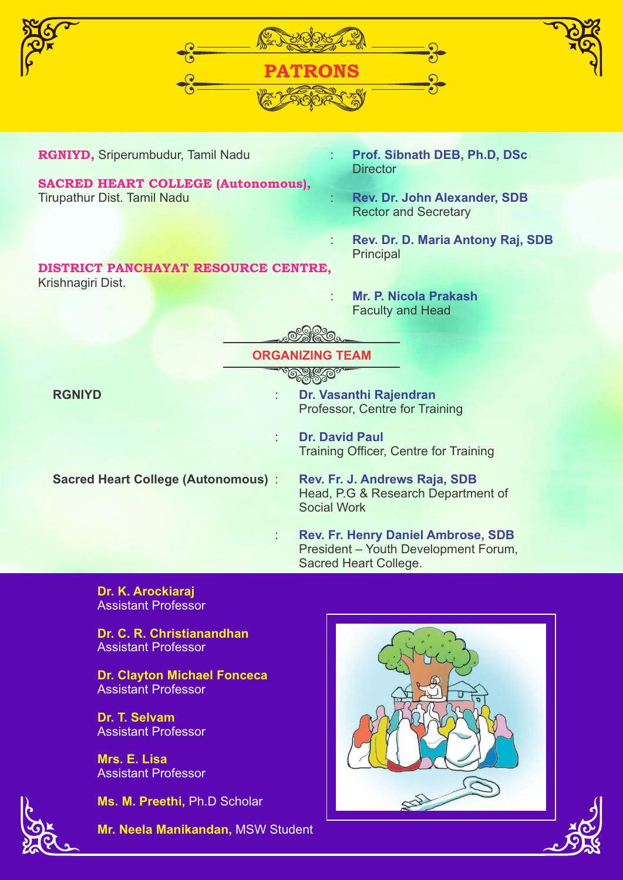# PATRONS

**RGNIYD,** Sriperumbudur, Tamil Nadu : **Prof. Sibnath DEB, Ph.D, DSc**
Director

**SACRED HEART COLLEGE (Autonomous),**
Tirupathur Dist. Tamil Nadu : **Rev. Dr. John Alexander, SDB**
Rector and Secretary

: **Rev. Dr. D. Maria Antony Raj, SDB**
Principal

**DISTRICT PANCHAYAT RESOURCE CENTRE,**
Krishnagiri Dist. : **Mr. P. Nicola Prakash**
Faculty and Head

## ORGANIZING TEAM

**RGNIYD** : **Dr. Vasanthi Rajendran**
Professor, Centre for Training

: **Dr. David Paul**
Training Officer, Centre for Training

**Sacred Heart College (Autonomous)** : **Rev. Fr. J. Andrews Raja, SDB**
Head, P.G & Research Department of Social Work

: **Rev. Fr. Henry Daniel Ambrose, SDB**
President – Youth Development Forum, Sacred Heart College.

**Dr. K. Arockiaraj**
Assistant Professor

**Dr. C. R. Christianandhan**
Assistant Professor

**Dr. Clayton Michael Fonceca**
Assistant Professor

**Dr. T. Selvam**
Assistant Professor

**Mrs. E. Lisa**
Assistant Professor

**Ms. M. Preethi,** Ph.D Scholar

**Mr. Neela Manikandan,** MSW Student